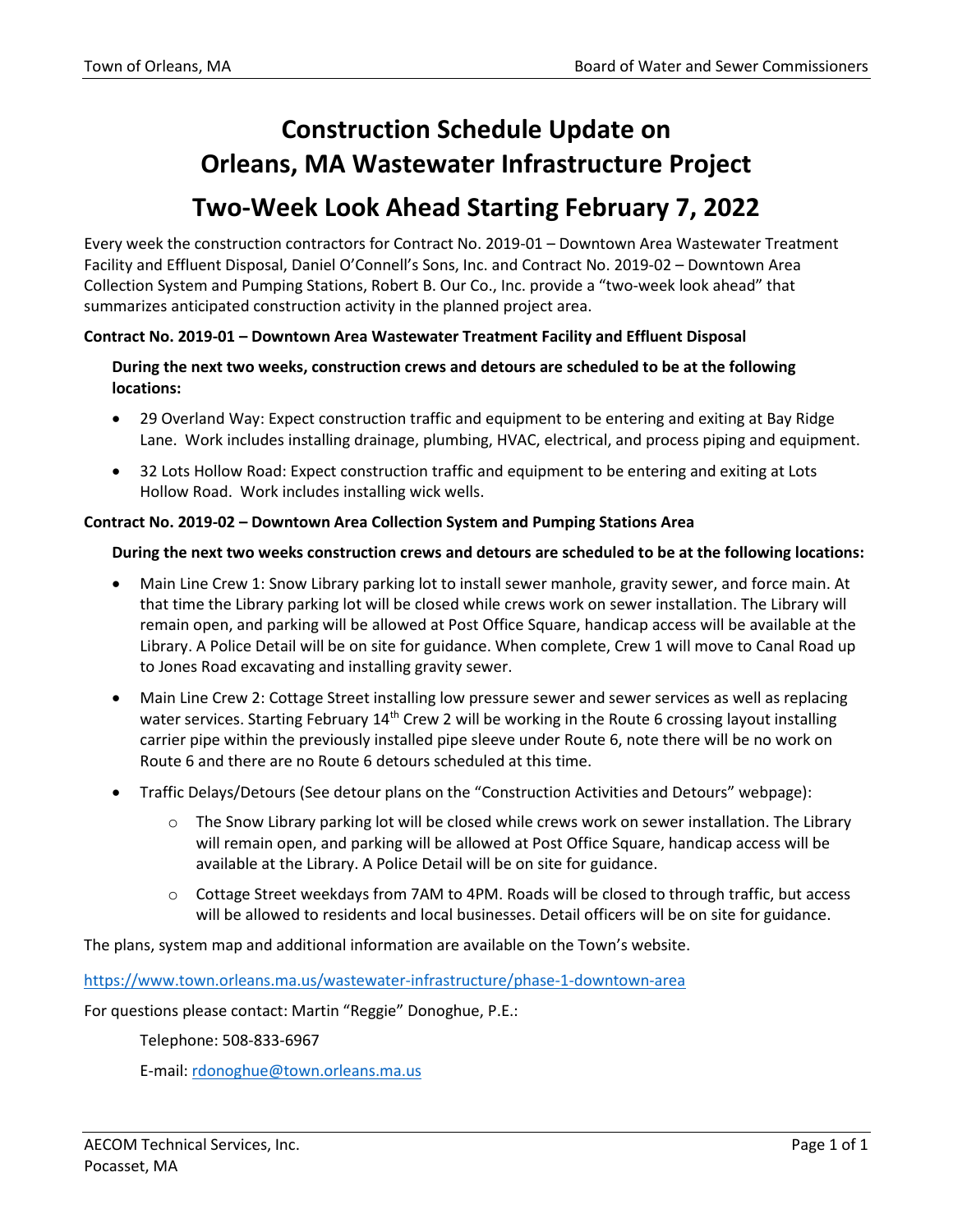# Construction Schedule Update on Orleans, MA Wastewater Infrastructure Project

## Two-Week Look Ahead Starting February 7, 2022

Every week the construction contractors for Contract No. 2019-01 – Downtown Area Wastewater Treatment Facility and Effluent Disposal, Daniel O'Connell's Sons, Inc. and Contract No. 2019-02 – Downtown Area Collection System and Pumping Stations, Robert B. Our Co., Inc. provide a "two-week look ahead" that summarizes anticipated construction activity in the planned project area.

**Contract No. 2019-01 – Downtown Area Wastewater Treatment Facility and Effluent Disposal**

**During the next two weeks, construction crews and detours are scheduled to be at the following locations:**

- 29 Overland Way: Expect construction traffic and equipment to be entering and exiting at Bay Ridge Lane. Work includes installing drainage, plumbing, HVAC, electrical, and process piping and equipment.
- 32 Lots Hollow Road: Expect construction traffic and equipment to be entering and exiting at Lots Hollow Road. Work includes installing wick wells.

**Contract No. 2019-02 – Downtown Area Collection System and Pumping Stations Area**

**During the next two weeks construction crews and detours are scheduled to be at the following locations:**

- Main Line Crew 1: Snow Library parking lot to install sewer manhole, gravity sewer, and force main. At that time the Library parking lot will be closed while crews work on sewer installation. The Library will remain open, and parking will be allowed at Post Office Square, handicap access will be available at the Library. A Police Detail will be on site for guidance. When complete, Crew 1 will move to Canal Road up to Jones Road excavating and installing gravity sewer.
- Main Line Crew 2: Cottage Street installing low pressure sewer and sewer services as well as replacing water services. Starting February 14th Crew 2 will be working in the Route 6 crossing layout installing carrier pipe within the previously installed pipe sleeve under Route 6, note there will be no work on Route 6 and there are no Route 6 detours scheduled at this time.
- Traffic Delays/Detours (See detour plans on the "Construction Activities and Detours" webpage):
  - The Snow Library parking lot will be closed while crews work on sewer installation. The Library will remain open, and parking will be allowed at Post Office Square, handicap access will be available at the Library. A Police Detail will be on site for guidance.
  - Cottage Street weekdays from 7AM to 4PM. Roads will be closed to through traffic, but access will be allowed to residents and local businesses. Detail officers will be on site for guidance.

The plans, system map and additional information are available on the Town's website.

https://www.town.orleans.ma.us/wastewater-infrastructure/phase-1-downtown-area

For questions please contact: Martin "Reggie" Donoghue, P.E.:

Telephone: 508-833-6967

E-mail: rdonoghue@town.orleans.ma.us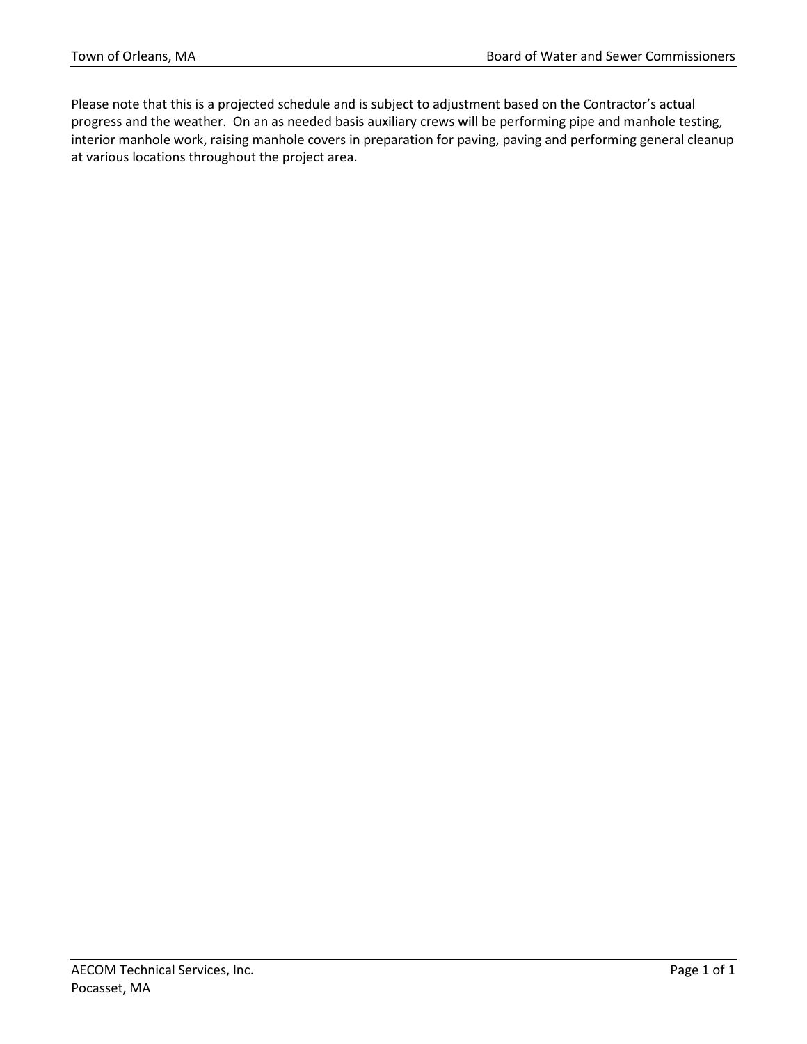Please note that this is a projected schedule and is subject to adjustment based on the Contractor's actual progress and the weather. On an as needed basis auxiliary crews will be performing pipe and manhole testing, interior manhole work, raising manhole covers in preparation for paving, paving and performing general cleanup at various locations throughout the project area.